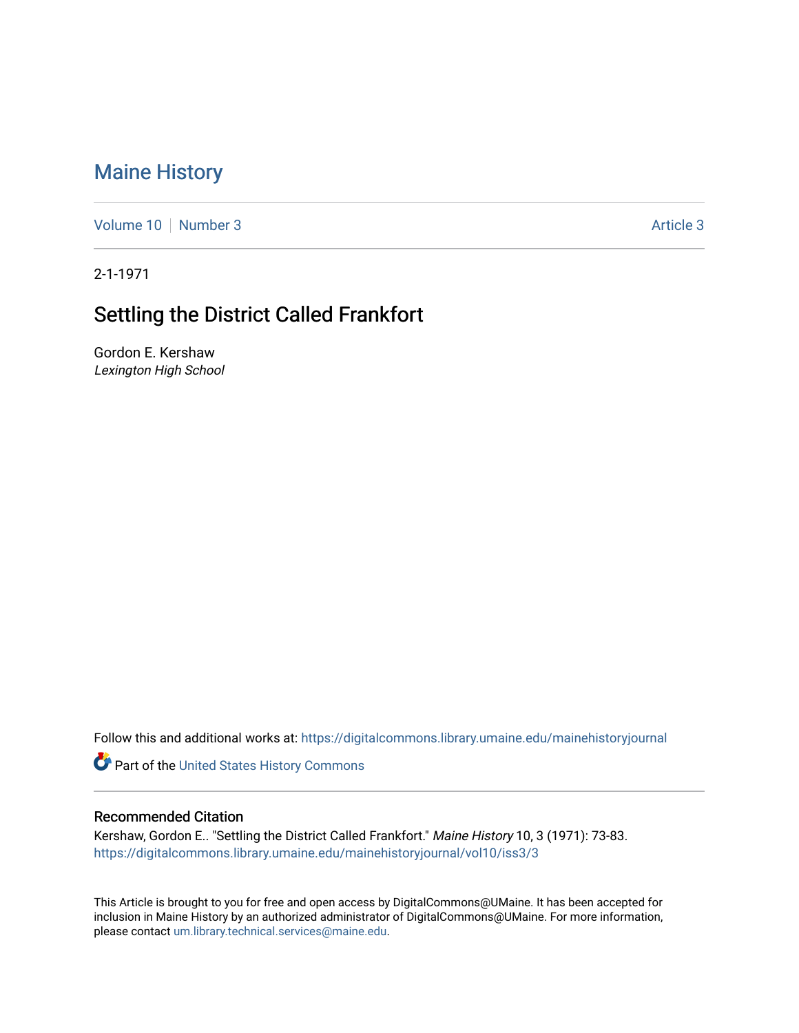# Maine History

Volume 10 | Number 3 | Article 3

2-1-1971

## Settling the District Called Frankfort

Gordon E. Kershaw
*Lexington High School*

Follow this and additional works at: https://digitalcommons.library.umaine.edu/mainehistoryjournal

Part of the United States History Commons

### Recommended Citation

Kershaw, Gordon E.. "Settling the District Called Frankfort." *Maine History* 10, 3 (1971): 73-83.
https://digitalcommons.library.umaine.edu/mainehistoryjournal/vol10/iss3/3

This Article is brought to you for free and open access by DigitalCommons@UMaine. It has been accepted for inclusion in Maine History by an authorized administrator of DigitalCommons@UMaine. For more information, please contact um.library.technical.services@maine.edu.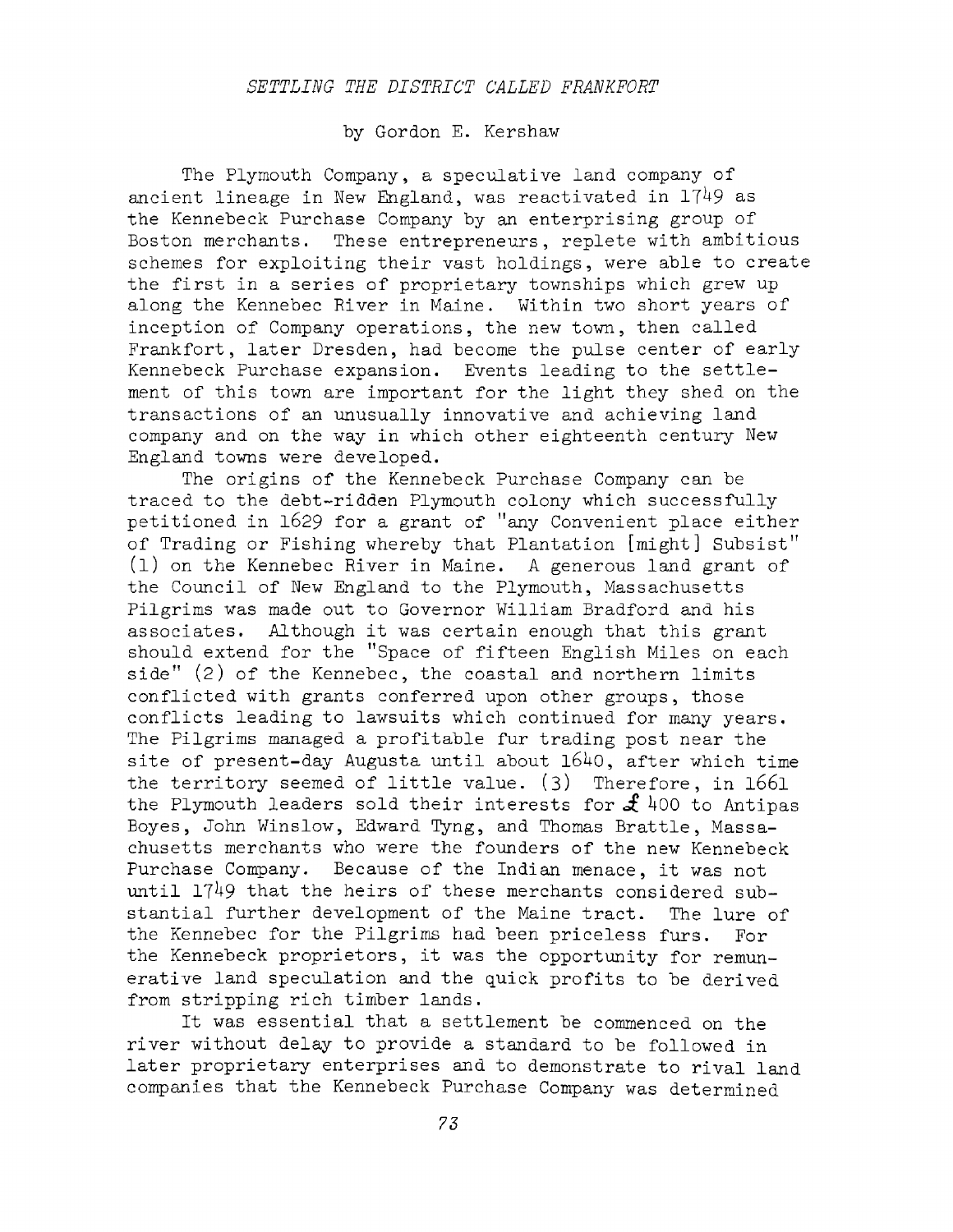## *SETTLING THE DISTRICT CALLED FRANKFORT*

by Gordon E. Kershaw

The Plymouth Company, a speculative land company of ancient lineage in New England, was reactivated in 1749 as the Kennebeck Purchase Company by an enterprising group of Boston merchants. These entrepreneurs, replete with ambitious schemes for exploiting their vast holdings, were able to create the first in a series of proprietary townships which grew up along the Kennebec River in Maine. Within two short years of inception of Company operations, the new town, then called Frankfort, later Dresden, had become the pulse center of early Kennebeck Purchase expansion. Events leading to the settlement of this town are important for the light they shed on the transactions of an unusually innovative and achieving land company and on the way in which other eighteenth century New England towns were developed.

The origins of the Kennebeck Purchase Company can be traced to the debt-ridden Plymouth colony which successfully petitioned in 1629 for a grant of "any Convenient place either of Trading or Fishing whereby that Plantation [might] Subsist" (1) on the Kennebec River in Maine. A generous land grant of the Council of New England to the Plymouth, Massachusetts Pilgrims was made out to Governor William Bradford and his associates. Although it was certain enough that this grant should extend for the "Space of fifteen English Miles on each side" (2) of the Kennebec, the coastal and northern limits conflicted with grants conferred upon other groups, those conflicts leading to lawsuits which continued for many years. The Pilgrims managed a profitable fur trading post near the site of present-day Augusta until about 1640, after which time the territory seemed of little value. (3) Therefore, in 1661 the Plymouth leaders sold their interests for £ 400 to Antipas Boyes, John Winslow, Edward Tyng, and Thomas Brattle, Massachusetts merchants who were the founders of the new Kennebeck Purchase Company. Because of the Indian menace, it was not until 1749 that the heirs of these merchants considered substantial further development of the Maine tract. The lure of the Kennebec for the Pilgrims had been priceless furs. For the Kennebeck proprietors, it was the opportunity for remunerative land speculation and the quick profits to be derived from stripping rich timber lands.

It was essential that a settlement be commenced on the river without delay to provide a standard to be followed in later proprietary enterprises and to demonstrate to rival land companies that the Kennebeck Purchase Company was determined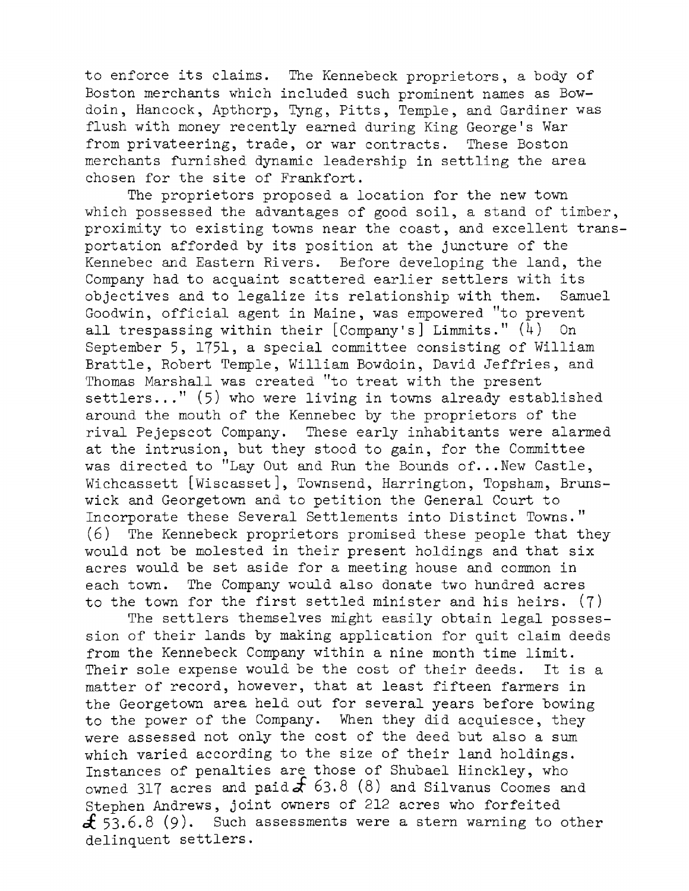to enforce its claims. The Kennebeck proprietors, a body of Boston merchants which included such prominent names as Bowdoin, Hancock, Apthorp, Tyng, Pitts, Temple, and Gardiner was flush with money recently earned during King George's War from privateering, trade, or war contracts. These Boston merchants furnished dynamic leadership in settling the area chosen for the site of Frankfort.

The proprietors proposed a location for the new town which possessed the advantages of good soil, a stand of timber, proximity to existing towns near the coast, and excellent transportation afforded by its position at the juncture of the Kennebec and Eastern Rivers. Before developing the land, the Company had to acquaint scattered earlier settlers with its objectives and to legalize its relationship with them. Samuel Goodwin, official agent in Maine, was empowered "to prevent all trespassing within their [Company's] Limmits." (4) On September 5, 1751, a special committee consisting of William Brattle, Robert Temple, William Bowdoin, David Jeffries, and Thomas Marshall was created "to treat with the present settlers..." (5) who were living in towns already established around the mouth of the Kennebec by the proprietors of the rival Pejepscot Company. These early inhabitants were alarmed at the intrusion, but they stood to gain, for the Committee was directed to "Lay Out and Run the Bounds of...New Castle, Wichcassett [Wiscasset], Townsend, Harrington, Topsham, Brunswick and Georgetown and to petition the General Court to Incorporate these Several Settlements into Distinct Towns." (6) The Kennebeck proprietors promised these people that they would not be molested in their present holdings and that six acres would be set aside for a meeting house and common in each town. The Company would also donate two hundred acres to the town for the first settled minister and his heirs. (7)

The settlers themselves might easily obtain legal possession of their lands by making application for quit claim deeds from the Kennebeck Company within a nine month time limit. Their sole expense would be the cost of their deeds. It is a matter of record, however, that at least fifteen farmers in the Georgetown area held out for several years before bowing to the power of the Company. When they did acquiesce, they were assessed not only the cost of the deed but also a sum which varied according to the size of their land holdings. Instances of penalties are those of Shubael Hinckley, who owned 317 acres and paid £ 63.8 (8) and Silvanus Coomes and Stephen Andrews, joint owners of 212 acres who forfeited £ 53.6.8 (9). Such assessments were a stern warning to other delinquent settlers.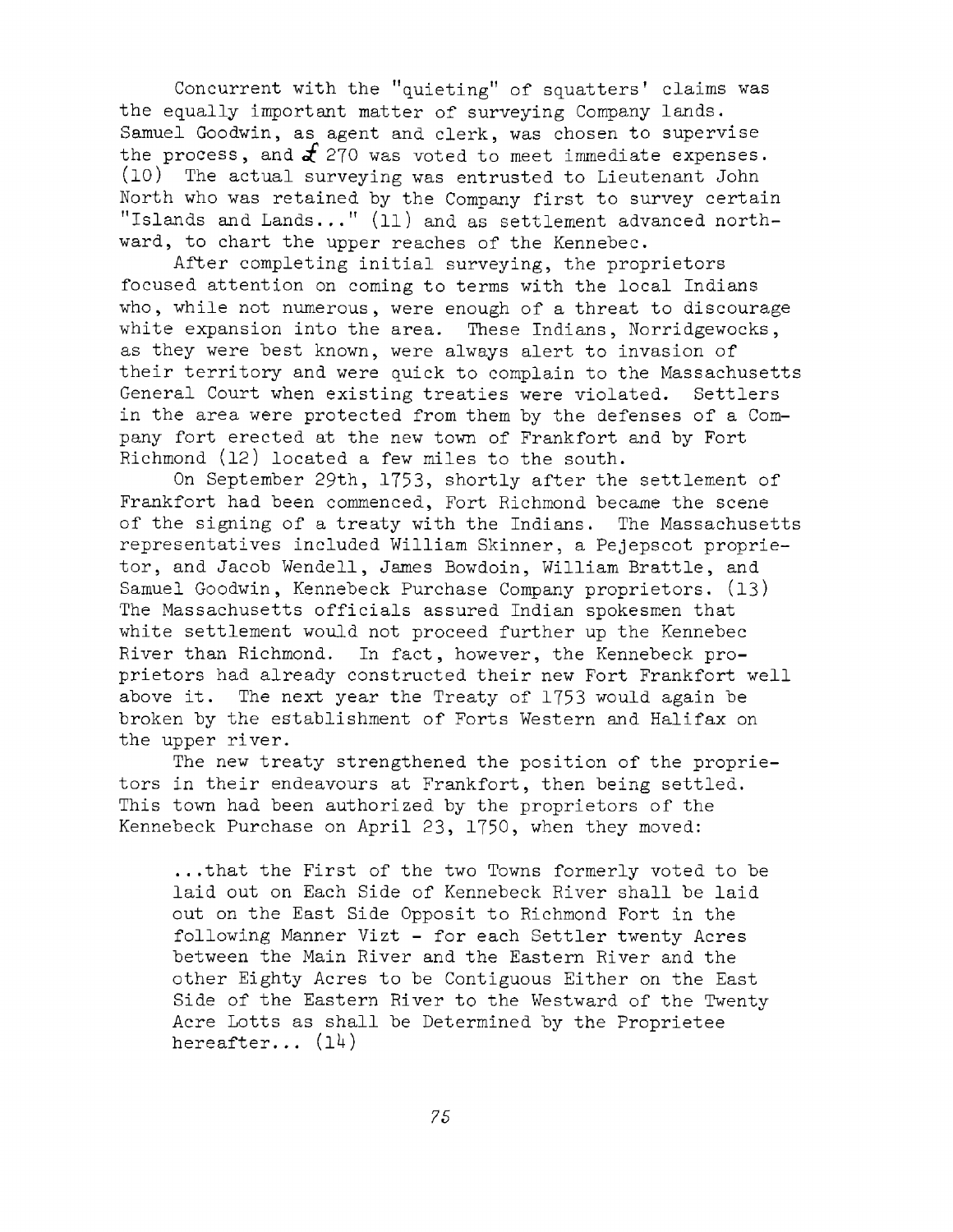Concurrent with the "quieting" of squatters' claims was the equally important matter of surveying Company lands. Samuel Goodwin, as agent and clerk, was chosen to supervise the process, and £ 270 was voted to meet immediate expenses. (10) The actual surveying was entrusted to Lieutenant John North who was retained by the Company first to survey certain "Islands and Lands..." (11) and as settlement advanced northward, to chart the upper reaches of the Kennebec.

After completing initial surveying, the proprietors focused attention on coming to terms with the local Indians who, while not numerous, were enough of a threat to discourage white expansion into the area. These Indians, Norridgewocks, as they were best known, were always alert to invasion of their territory and were quick to complain to the Massachusetts General Court when existing treaties were violated. Settlers in the area were protected from them by the defenses of a Company fort erected at the new town of Frankfort and by Fort Richmond (12) located a few miles to the south.

On September 29th, 1753, shortly after the settlement of Frankfort had been commenced, Fort Richmond became the scene of the signing of a treaty with the Indians. The Massachusetts representatives included William Skinner, a Pejepscot proprietor, and Jacob Wendell, James Bowdoin, William Brattle, and Samuel Goodwin, Kennebeck Purchase Company proprietors. (13) The Massachusetts officials assured Indian spokesmen that white settlement would not proceed further up the Kennebec River than Richmond. In fact, however, the Kennebeck proprietors had already constructed their new Fort Frankfort well above it. The next year the Treaty of 1753 would again be broken by the establishment of Forts Western and Halifax on the upper river.

The new treaty strengthened the position of the proprietors in their endeavours at Frankfort, then being settled. This town had been authorized by the proprietors of the Kennebeck Purchase on April 23, 1750, when they moved:

> ...that the First of the two Towns formerly voted to be laid out on Each Side of Kennebeck River shall be laid out on the East Side Opposit to Richmond Fort in the following Manner Vizt - for each Settler twenty Acres between the Main River and the Eastern River and the other Eighty Acres to be Contiguous Either on the East Side of the Eastern River to the Westward of the Twenty Acre Lotts as shall be Determined by the Proprietee hereafter... (14)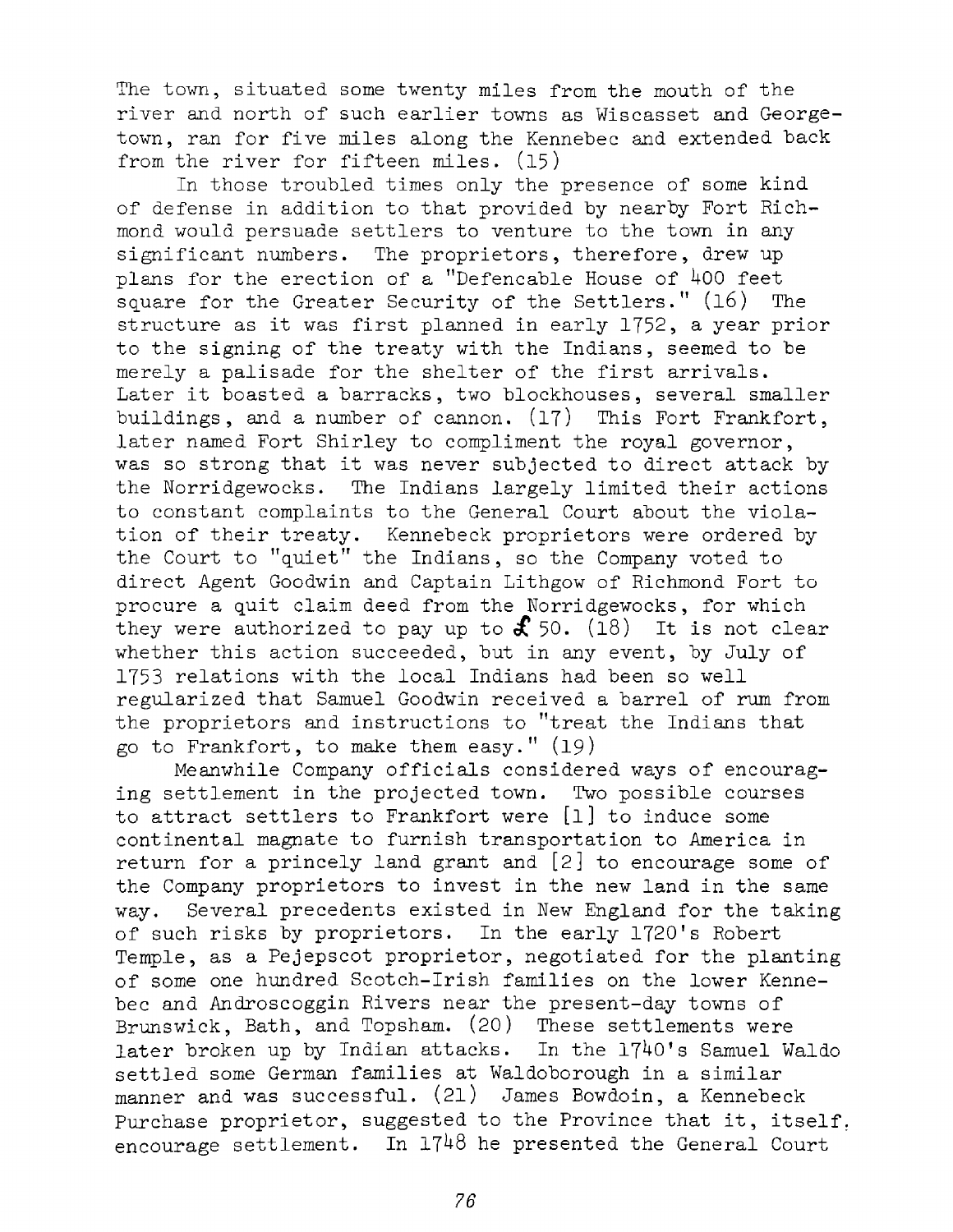The town, situated some twenty miles from the mouth of the river and north of such earlier towns as Wiscasset and Georgetown, ran for five miles along the Kennebec and extended back from the river for fifteen miles. (15)

In those troubled times only the presence of some kind of defense in addition to that provided by nearby Fort Richmond would persuade settlers to venture to the town in any significant numbers. The proprietors, therefore, drew up plans for the erection of a "Defencable House of 400 feet square for the Greater Security of the Settlers." (16) The structure as it was first planned in early 1752, a year prior to the signing of the treaty with the Indians, seemed to be merely a palisade for the shelter of the first arrivals. Later it boasted a barracks, two blockhouses, several smaller buildings, and a number of cannon. (17) This Fort Frankfort, later named Fort Shirley to compliment the royal governor, was so strong that it was never subjected to direct attack by the Norridgewocks. The Indians largely limited their actions to constant complaints to the General Court about the violation of their treaty. Kennebeck proprietors were ordered by the Court to "quiet" the Indians, so the Company voted to direct Agent Goodwin and Captain Lithgow of Richmond Fort to procure a quit claim deed from the Norridgewocks, for which they were authorized to pay up to £ 50. (18) It is not clear whether this action succeeded, but in any event, by July of 1753 relations with the local Indians had been so well regularized that Samuel Goodwin received a barrel of rum from the proprietors and instructions to "treat the Indians that go to Frankfort, to make them easy." (19)

Meanwhile Company officials considered ways of encouraging settlement in the projected town. Two possible courses to attract settlers to Frankfort were [1] to induce some continental magnate to furnish transportation to America in return for a princely land grant and [2] to encourage some of the Company proprietors to invest in the new land in the same way. Several precedents existed in New England for the taking of such risks by proprietors. In the early 1720's Robert Temple, as a Pejepscot proprietor, negotiated for the planting of some one hundred Scotch-Irish families on the lower Kennebec and Androscoggin Rivers near the present-day towns of Brunswick, Bath, and Topsham. (20) These settlements were later broken up by Indian attacks. In the 1740's Samuel Waldo settled some German families at Waldoborough in a similar manner and was successful. (21) James Bowdoin, a Kennebeck Purchase proprietor, suggested to the Province that it, itself, encourage settlement. In 1748 he presented the General Court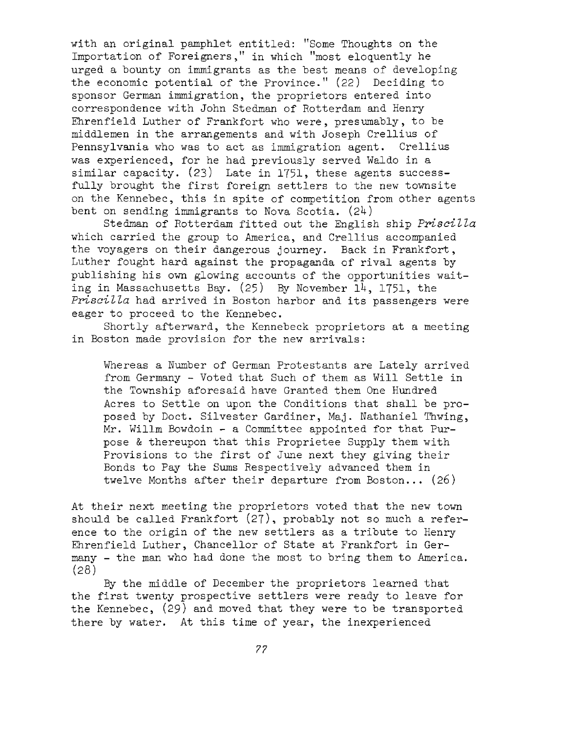with an original pamphlet entitled: "Some Thoughts on the Importation of Foreigners," in which "most eloquently he urged a bounty on immigrants as the best means of developing the economic potential of the Province." (22) Deciding to sponsor German immigration, the proprietors entered into correspondence with John Stedman of Rotterdam and Henry Ehrenfield Luther of Frankfort who were, presumably, to be middlemen in the arrangements and with Joseph Crellius of Pennsylvania who was to act as immigration agent. Crellius was experienced, for he had previously served Waldo in a similar capacity. (23) Late in 1751, these agents successfully brought the first foreign settlers to the new townsite on the Kennebec, this in spite of competition from other agents bent on sending immigrants to Nova Scotia. (24)

Stedman of Rotterdam fitted out the English ship *Priscilla* which carried the group to America, and Crellius accompanied the voyagers on their dangerous journey. Back in Frankfort, Luther fought hard against the propaganda of rival agents by publishing his own glowing accounts of the opportunities waiting in Massachusetts Bay. (25) By November 14, 1751, the *Priscilla* had arrived in Boston harbor and its passengers were eager to proceed to the Kennebec.

Shortly afterward, the Kennebeck proprietors at a meeting in Boston made provision for the new arrivals:

> Whereas a Number of German Protestants are Lately arrived from Germany - Voted that Such of them as Will Settle in the Township aforesaid have Granted them One Hundred Acres to Settle on upon the Conditions that shall be proposed by Doct. Silvester Gardiner, Maj. Nathaniel Thwing, Mr. Willm Bowdoin - a Committee appointed for that Purpose & thereupon that this Proprietee Supply them with Provisions to the first of June next they giving their Bonds to Pay the Sums Respectively advanced them in twelve Months after their departure from Boston... (26)

At their next meeting the proprietors voted that the new town should be called Frankfort (27), probably not so much a reference to the origin of the new settlers as a tribute to Henry Ehrenfield Luther, Chancellor of State at Frankfort in Germany - the man who had done the most to bring them to America. (28)

By the middle of December the proprietors learned that the first twenty prospective settlers were ready to leave for the Kennebec, (29) and moved that they were to be transported there by water. At this time of year, the inexperienced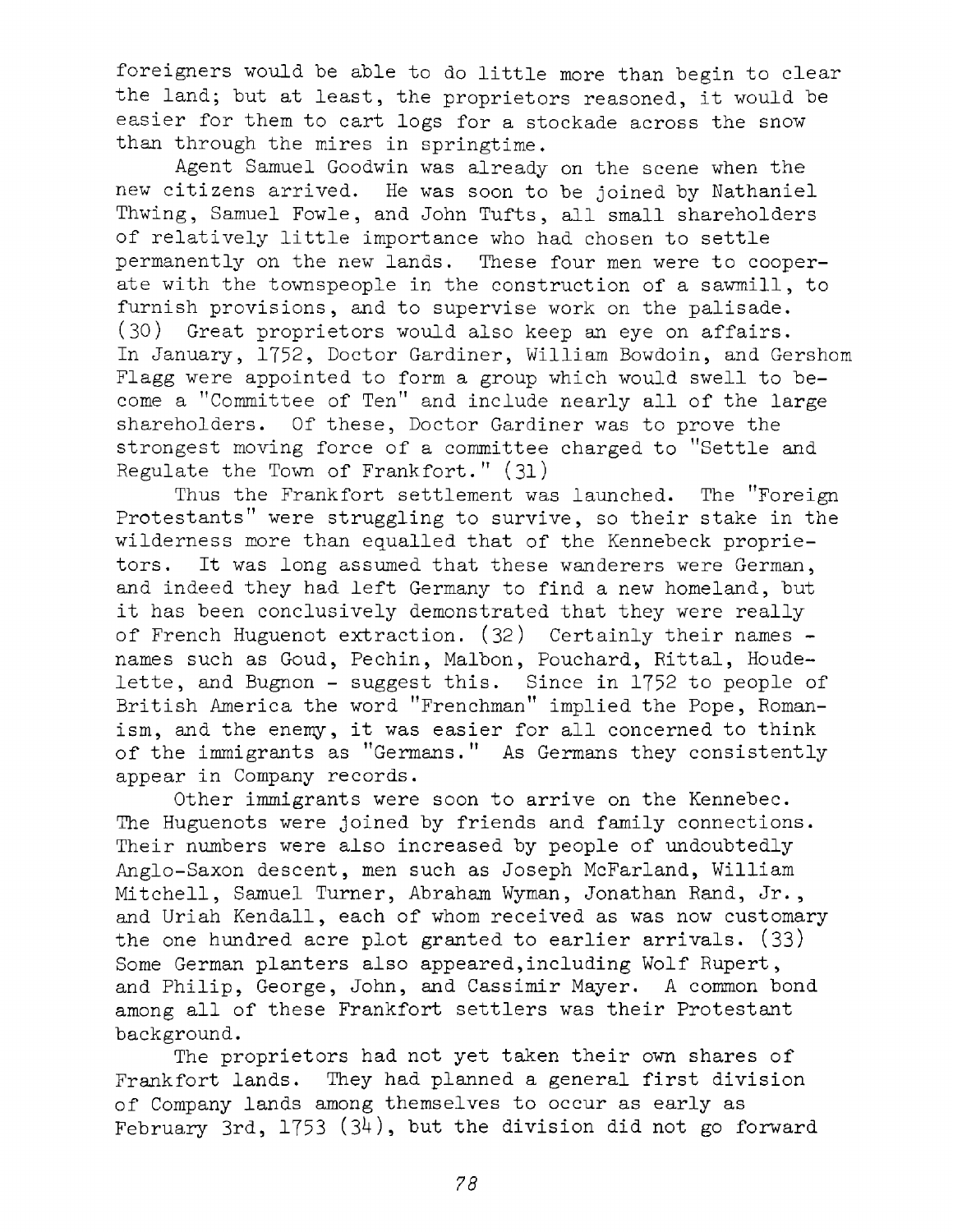foreigners would be able to do little more than begin to clear the land; but at least, the proprietors reasoned, it would be easier for them to cart logs for a stockade across the snow than through the mires in springtime.

Agent Samuel Goodwin was already on the scene when the new citizens arrived. He was soon to be joined by Nathaniel Thwing, Samuel Fowle, and John Tufts, all small shareholders of relatively little importance who had chosen to settle permanently on the new lands. These four men were to cooperate with the townspeople in the construction of a sawmill, to furnish provisions, and to supervise work on the palisade. (30) Great proprietors would also keep an eye on affairs. In January, 1752, Doctor Gardiner, William Bowdoin, and Gershom Flagg were appointed to form a group which would swell to become a "Committee of Ten" and include nearly all of the large shareholders. Of these, Doctor Gardiner was to prove the strongest moving force of a committee charged to "Settle and Regulate the Town of Frankfort." (31)

Thus the Frankfort settlement was launched. The "Foreign Protestants" were struggling to survive, so their stake in the wilderness more than equalled that of the Kennebeck proprietors. It was long assumed that these wanderers were German, and indeed they had left Germany to find a new homeland, but it has been conclusively demonstrated that they were really of French Huguenot extraction. (32) Certainly their names - names such as Goud, Pechin, Malbon, Pouchard, Rittal, Houdelette, and Bugnon - suggest this. Since in 1752 to people of British America the word "Frenchman" implied the Pope, Romanism, and the enemy, it was easier for all concerned to think of the immigrants as "Germans." As Germans they consistently appear in Company records.

Other immigrants were soon to arrive on the Kennebec. The Huguenots were joined by friends and family connections. Their numbers were also increased by people of undoubtedly Anglo-Saxon descent, men such as Joseph McFarland, William Mitchell, Samuel Turner, Abraham Wyman, Jonathan Rand, Jr., and Uriah Kendall, each of whom received as was now customary the one hundred acre plot granted to earlier arrivals. (33) Some German planters also appeared,including Wolf Rupert, and Philip, George, John, and Cassimir Mayer. A common bond among all of these Frankfort settlers was their Protestant background.

The proprietors had not yet taken their own shares of Frankfort lands. They had planned a general first division of Company lands among themselves to occur as early as February 3rd, 1753 (34), but the division did not go forward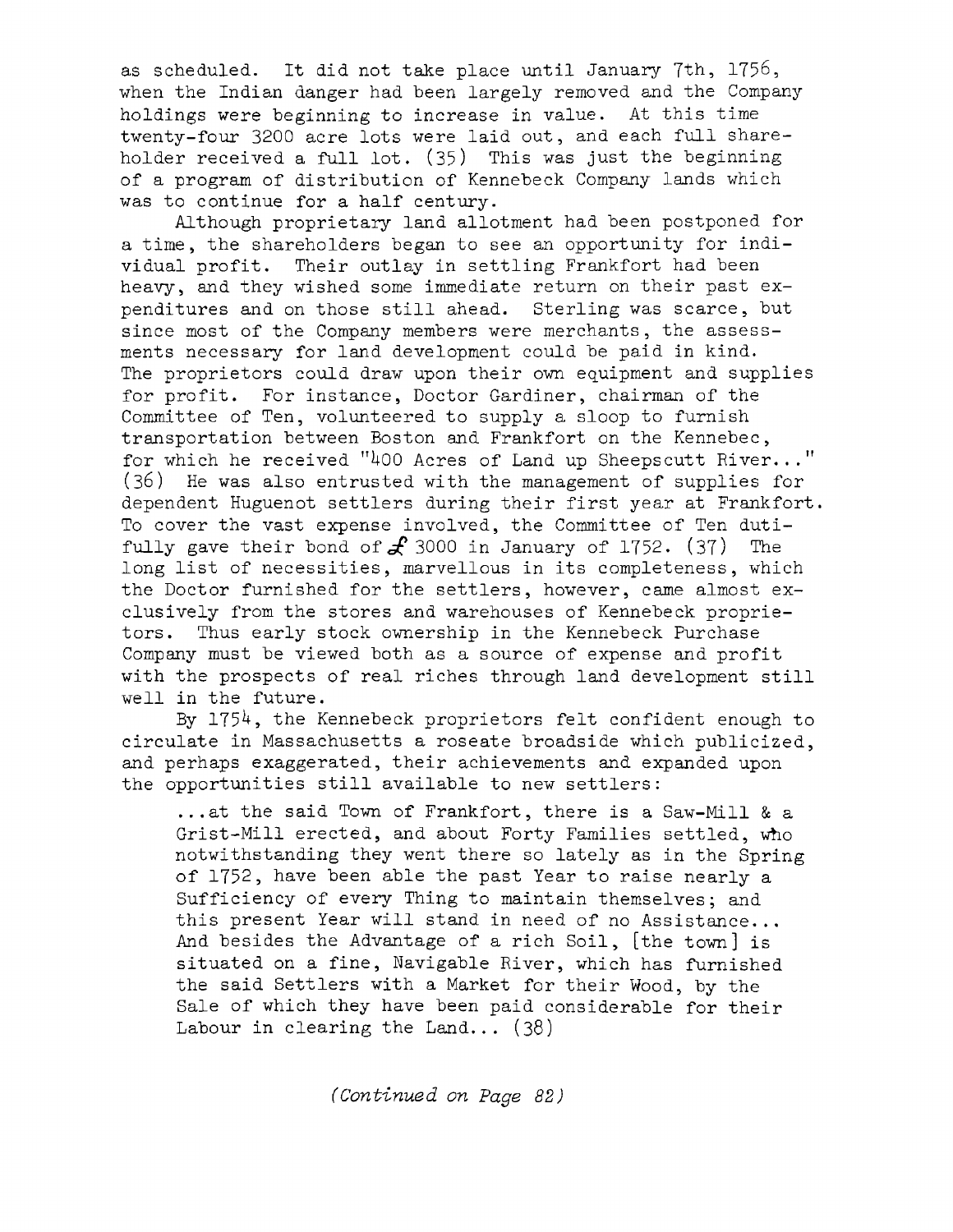as scheduled. It did not take place until January 7th, 1756, when the Indian danger had been largely removed and the Company holdings were beginning to increase in value. At this time twenty-four 3200 acre lots were laid out, and each full shareholder received a full lot. (35) This was just the beginning of a program of distribution of Kennebeck Company lands which was to continue for a half century.

Although proprietary land allotment had been postponed for a time, the shareholders began to see an opportunity for individual profit. Their outlay in settling Frankfort had been heavy, and they wished some immediate return on their past expenditures and on those still ahead. Sterling was scarce, but since most of the Company members were merchants, the assessments necessary for land development could be paid in kind. The proprietors could draw upon their own equipment and supplies for profit. For instance, Doctor Gardiner, chairman of the Committee of Ten, volunteered to supply a sloop to furnish transportation between Boston and Frankfort on the Kennebec, for which he received "400 Acres of Land up Sheepscutt River..." (36) He was also entrusted with the management of supplies for dependent Huguenot settlers during their first year at Frankfort. To cover the vast expense involved, the Committee of Ten dutifully gave their bond of £ 3000 in January of 1752. (37) The long list of necessities, marvellous in its completeness, which the Doctor furnished for the settlers, however, came almost exclusively from the stores and warehouses of Kennebeck proprietors. Thus early stock ownership in the Kennebeck Purchase Company must be viewed both as a source of expense and profit with the prospects of real riches through land development still well in the future.

By 1754, the Kennebeck proprietors felt confident enough to circulate in Massachusetts a roseate broadside which publicized, and perhaps exaggerated, their achievements and expanded upon the opportunities still available to new settlers:

> ...at the said Town of Frankfort, there is a Saw-Mill & a Grist-Mill erected, and about Forty Families settled, who notwithstanding they went there so lately as in the Spring of 1752, have been able the past Year to raise nearly a Sufficiency of every Thing to maintain themselves; and this present Year will stand in need of no Assistance... And besides the Advantage of a rich Soil, [the town] is situated on a fine, Navigable River, which has furnished the said Settlers with a Market for their Wood, by the Sale of which they have been paid considerable for their Labour in clearing the Land... (38)

*(Continued on Page 82)*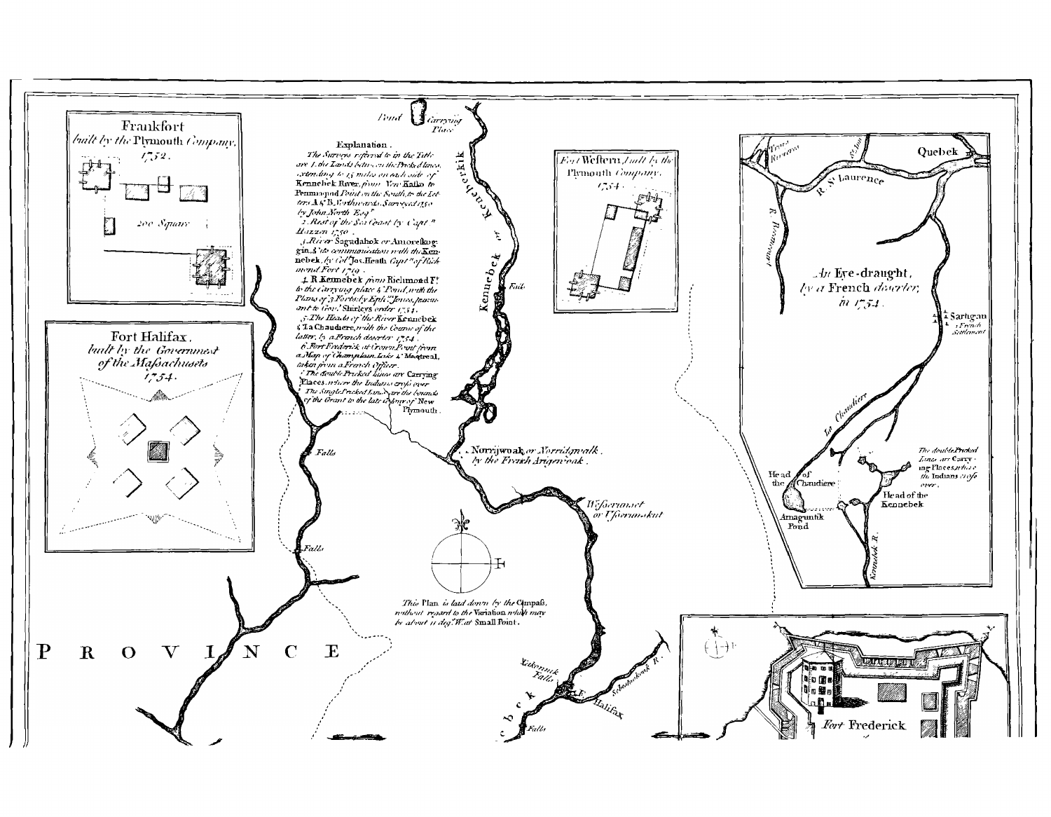## Frankfort
*built by the Plymouth Company, 1752.*

*200 Square*

## Fort Halifax,
*built by the Government of the Massachusets 1754.*

Pond · Carrying Place

**Explanation.**

*The Surveys referred to in the Title are 1. the Lands between the Prick'd lines, extending to 15 miles on each side of* Kennebek River, *from* New Kasko *to* Pennmaquid *Point on the South to the Letters* A & B *Northwards. Surveyed 1750 by John North Esq.r*

*2. Rest of the Sea Coast by Capt.n Hazzen 1750.*

*3. River* Sagadahok *or* Amorelkoggin, *& its communication with the* Kennebek, *by Col.l Jos. Heath Capt.n of Richmond Fort 1719.*

*4.* R. Kennebek *from* Richmond F.t *to the Carrying place & Pond, with the Plans of 3 Forts by Eph.m Jones, pursuant to Gov.r* Shirleys *order 1754.*

*5. The Heads of the River* Kennebek & La Chaudiere, *with the Course of the latter, by a French deserter 1754.*

*6. Fort Frederick at Crown Point from a Map of Champlain Lake & Montreal, taken from a French Officer.*

*The double Pricked lines are* Carrying Places, *where the Indians cross over.*

*The Single Pricked Lines are the bounds of the Grant to the late Colony of* New Plymouth.

## Fort Western, *built by the Plymouth Company, 1754.*

Kennebek or Kenebekik

Falls

Norrijwoak, *or Norridgwalk, by the French Arigen'oak.*

Falls

Falls

*Wiscasset or Ussecansukut*

*This Plan is laid down by the Compass, without regard to the Variation which may be about 11 deg.s W.t at* Small Point.

P R O V I N C E

*Taconnik Falls*

*Sebastucook R.*

F. Halifax

Falls

## *An* Eye-draught, *by a* French *deserter, in 1754.*

Quebek

*Trois Rivieres*

*St. John*

R. St. Laurence

*R. Puntcourt*

Sartigan *a French Settlement*

*La Chaudiere*

*The double Pricked Lines are Carrying Places, where the Indians cross over.*

Head of the Chaudiere

Head of the Kennebek

Amaguntik Pond

*Kennebek R.*

*Fort* Frederick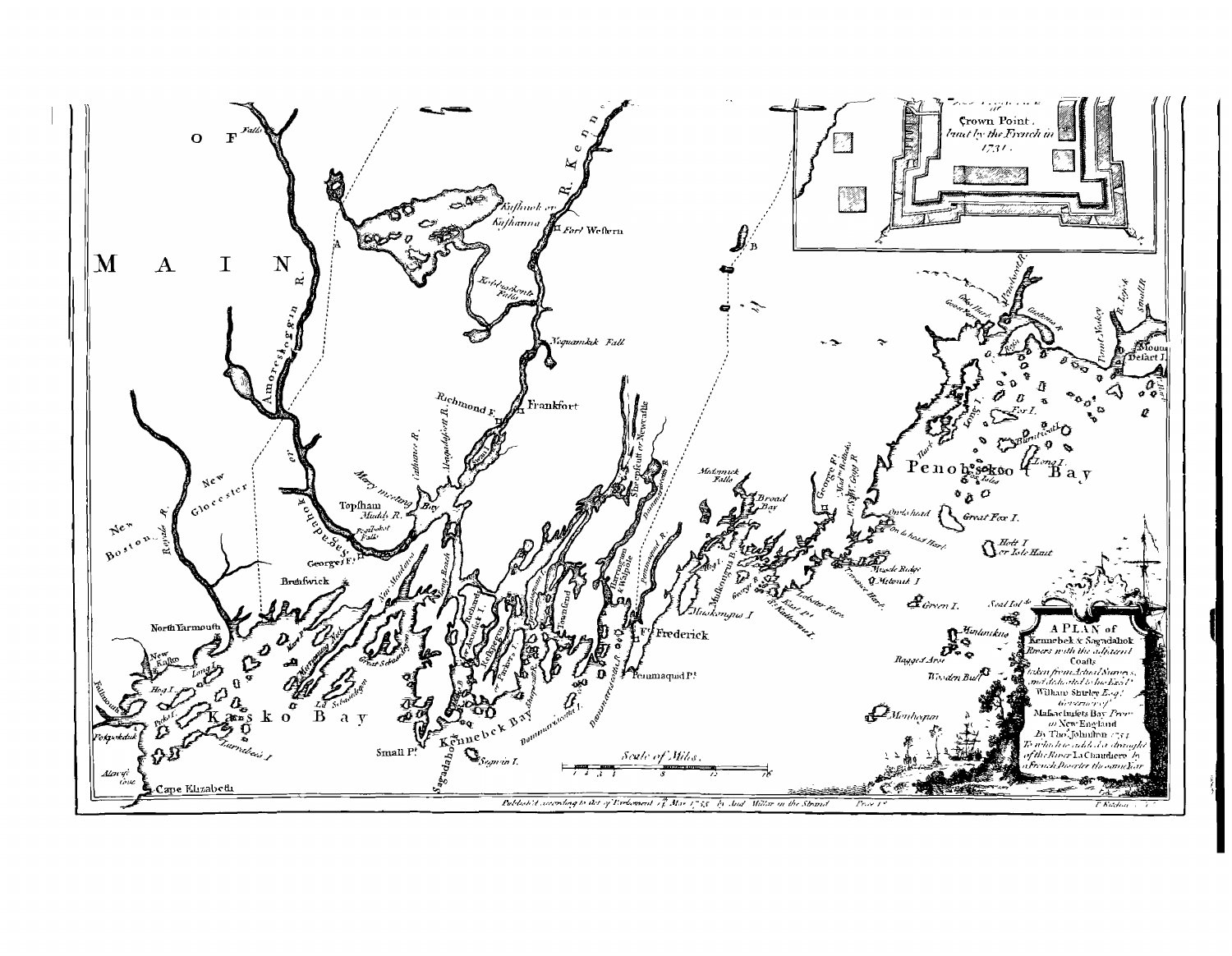A PLAN of Kennebek & Sagadahok Rivers with the adjacent Coasts taken from Actual Surveys, and dedicated to his Excel.^y William Shirley Esq.^r Governor of Massachusets Bay Prov.^e in New England By Tho.^s Johnston 1754 To which is added a draught of the River La Chaudiere by a French Deserter the same Year

Crown Point, built by the French in 1731.

Scale of Miles.

Publish'd according to Act of Parliament 14 Mar. 1755 by And. Millar in the Strand Price 1s.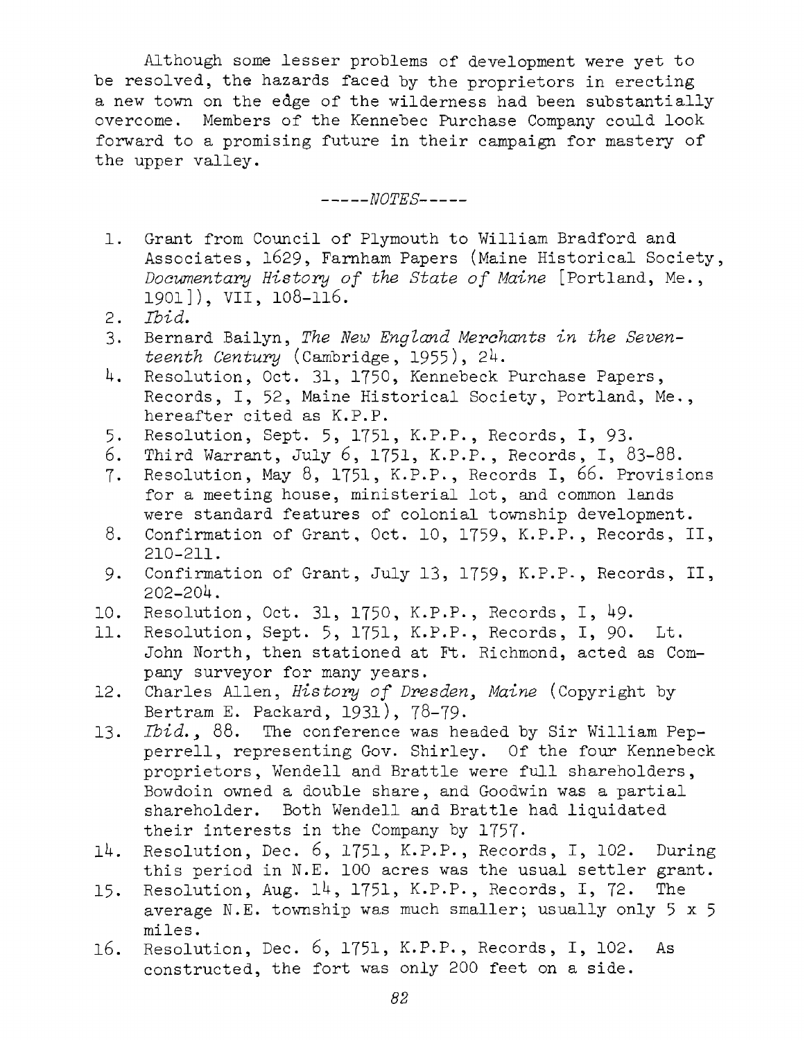Although some lesser problems of development were yet to be resolved, the hazards faced by the proprietors in erecting a new town on the edge of the wilderness had been substantially overcome. Members of the Kennebec Purchase Company could look forward to a promising future in their campaign for mastery of the upper valley.

-----*NOTES*-----

1. Grant from Council of Plymouth to William Bradford and Associates, 1629, Farnham Papers (Maine Historical Society, *Documentary History of the State of Maine* [Portland, Me., 1901]), VII, 108-116.
2. *Ibid.*
3. Bernard Bailyn, *The New England Merchants in the Seventeenth Century* (Cambridge, 1955), 24.
4. Resolution, Oct. 31, 1750, Kennebeck Purchase Papers, Records, I, 52, Maine Historical Society, Portland, Me., hereafter cited as K.P.P.
5. Resolution, Sept. 5, 1751, K.P.P., Records, I, 93.
6. Third Warrant, July 6, 1751, K.P.P., Records, I, 83-88.
7. Resolution, May 8, 1751, K.P.P., Records I, 66. Provisions for a meeting house, ministerial lot, and common lands were standard features of colonial township development.
8. Confirmation of Grant, Oct. 10, 1759, K.P.P., Records, II, 210-211.
9. Confirmation of Grant, July 13, 1759, K.P.P., Records, II, 202-204.
10. Resolution, Oct. 31, 1750, K.P.P., Records, I, 49.
11. Resolution, Sept. 5, 1751, K.P.P., Records, I, 90. Lt. John North, then stationed at Ft. Richmond, acted as Company surveyor for many years.
12. Charles Allen, *History of Dresden, Maine* (Copyright by Bertram E. Packard, 1931), 78-79.
13. *Ibid.*, 88. The conference was headed by Sir William Pepperrell, representing Gov. Shirley. Of the four Kennebeck proprietors, Wendell and Brattle were full shareholders, Bowdoin owned a double share, and Goodwin was a partial shareholder. Both Wendell and Brattle had liquidated their interests in the Company by 1757.
14. Resolution, Dec. 6, 1751, K.P.P., Records, I, 102. During this period in N.E. 100 acres was the usual settler grant.
15. Resolution, Aug. 14, 1751, K.P.P., Records, I, 72. The average N.E. township was much smaller; usually only 5 x 5 miles.
16. Resolution, Dec. 6, 1751, K.P.P., Records, I, 102. As constructed, the fort was only 200 feet on a side.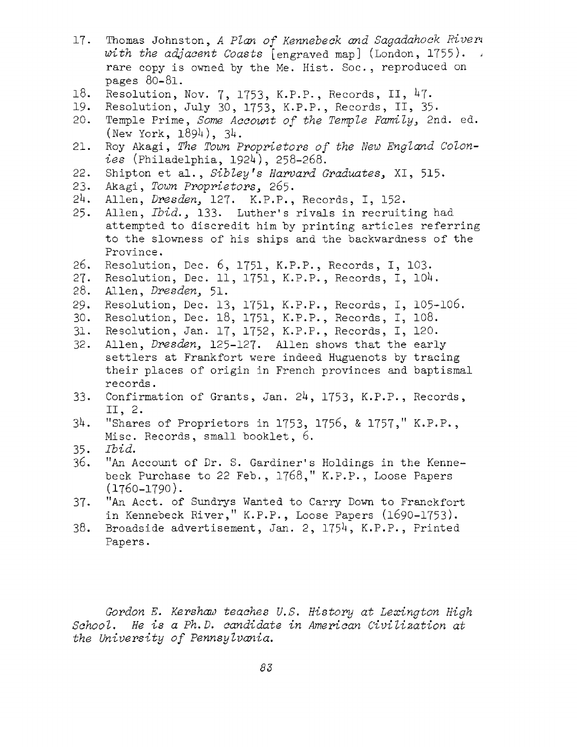17. Thomas Johnston, *A Plan of Kennebeck and Sagadahock Rivers with the adjacent Coasts* [engraved map] (London, 1755). A rare copy is owned by the Me. Hist. Soc., reproduced on pages 80-81.
18. Resolution, Nov. 7, 1753, K.P.P., Records, II, 47.
19. Resolution, July 30, 1753, K.P.P., Records, II, 35.
20. Temple Prime, *Some Account of the Temple Family*, 2nd. ed. (New York, 1894), 34.
21. Roy Akagi, *The Town Proprietors of the New England Colonies* (Philadelphia, 1924), 258-268.
22. Shipton et al., *Sibley's Harvard Graduates*, XI, 515.
23. Akagi, *Town Proprietors*, 265.
24. Allen, *Dresden*, 127. K.P.P., Records, I, 152.
25. Allen, *Ibid.*, 133. Luther's rivals in recruiting had attempted to discredit him by printing articles referring to the slowness of his ships and the backwardness of the Province.
26. Resolution, Dec. 6, 1751, K.P.P., Records, I, 103.
27. Resolution, Dec. 11, 1751, K.P.P., Records, I, 104.
28. Allen, *Dresden*, 51.
29. Resolution, Dec. 13, 1751, K.P.P., Records, I, 105-106.
30. Resolution, Dec. 18, 1751, K.P.P., Records, I, 108.
31. Resolution, Jan. 17, 1752, K.P.P., Records, I, 120.
32. Allen, *Dresden*, 125-127. Allen shows that the early settlers at Frankfort were indeed Huguenots by tracing their places of origin in French provinces and baptismal records.
33. Confirmation of Grants, Jan. 24, 1753, K.P.P., Records, II, 2.
34. "Shares of Proprietors in 1753, 1756, & 1757," K.P.P., Misc. Records, small booklet, 6.
35. *Ibid.*
36. "An Account of Dr. S. Gardiner's Holdings in the Kennebeck Purchase to 22 Feb., 1768," K.P.P., Loose Papers (1760-1790).
37. "An Acct. of Sundrys Wanted to Carry Down to Franckfort in Kennebeck River," K.P.P., Loose Papers (1690-1753).
38. Broadside advertisement, Jan. 2, 1754, K.P.P., Printed Papers.

*Gordon E. Kershaw teaches U.S. History at Lexington High School. He is a Ph.D. candidate in American Civilization at the University of Pennsylvania.*